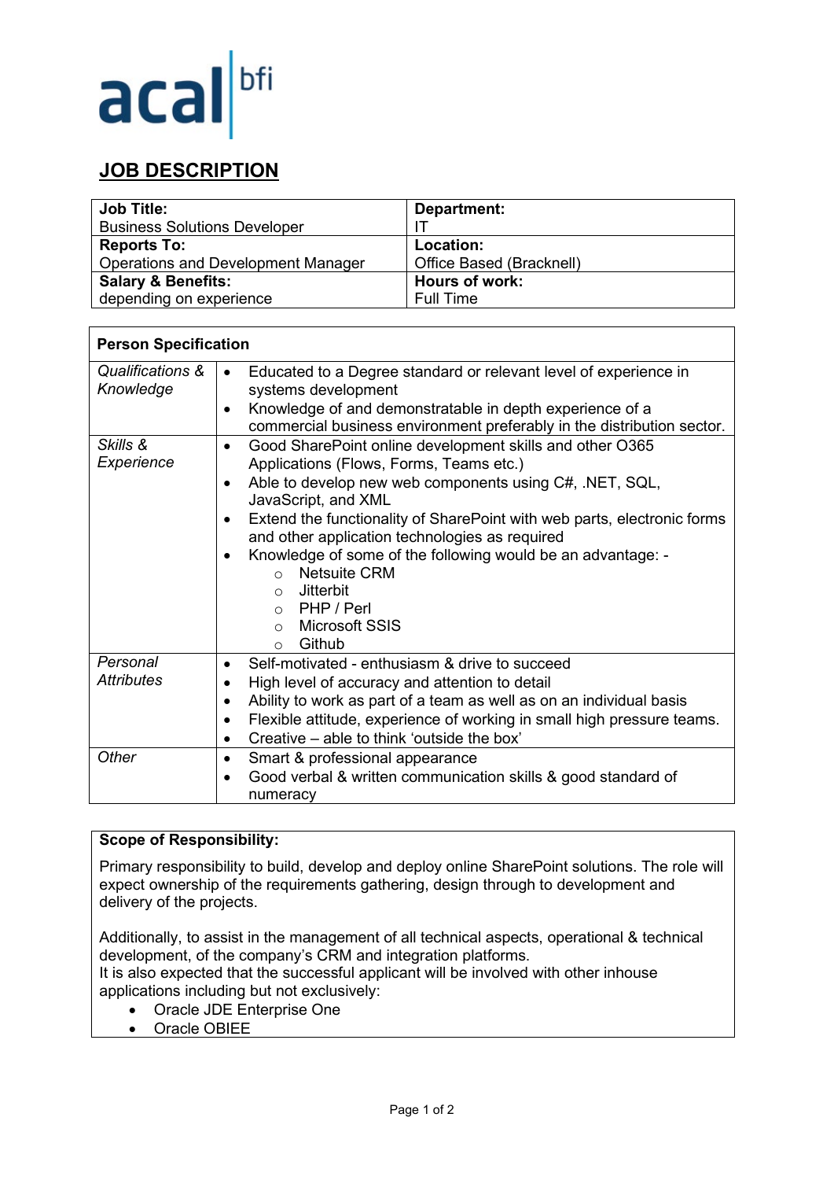acal bfi

# JOB DESCRIPTION

| **Job Title:**<br>Business Solutions Developer | **Department:**<br>IT |
|---|---|
| **Reports To:**<br>Operations and Development Manager | **Location:**<br>Office Based (Bracknell) |
| **Salary & Benefits:**<br>depending on experience | **Hours of work:**<br>Full Time |

| **Person Specification** | |
|---|---|
| *Qualifications & Knowledge* | • Educated to a Degree standard or relevant level of experience in systems development<br>• Knowledge of and demonstratable in depth experience of a commercial business environment preferably in the distribution sector. |
| *Skills & Experience* | • Good SharePoint online development skills and other O365 Applications (Flows, Forms, Teams etc.)<br>• Able to develop new web components using C#, .NET, SQL, JavaScript, and XML<br>• Extend the functionality of SharePoint with web parts, electronic forms and other application technologies as required<br>• Knowledge of some of the following would be an advantage: -<br>  ○ Netsuite CRM<br>  ○ Jitterbit<br>  ○ PHP / Perl<br>  ○ Microsoft SSIS<br>  ○ Github |
| *Personal Attributes* | • Self-motivated - enthusiasm & drive to succeed<br>• High level of accuracy and attention to detail<br>• Ability to work as part of a team as well as on an individual basis<br>• Flexible attitude, experience of working in small high pressure teams.<br>• Creative – able to think 'outside the box' |
| *Other* | • Smart & professional appearance<br>• Good verbal & written communication skills & good standard of numeracy |

**Scope of Responsibility:**

Primary responsibility to build, develop and deploy online SharePoint solutions. The role will expect ownership of the requirements gathering, design through to development and delivery of the projects.

Additionally, to assist in the management of all technical aspects, operational & technical development, of the company's CRM and integration platforms.
It is also expected that the successful applicant will be involved with other inhouse applications including but not exclusively:

- Oracle JDE Enterprise One
- Oracle OBIEE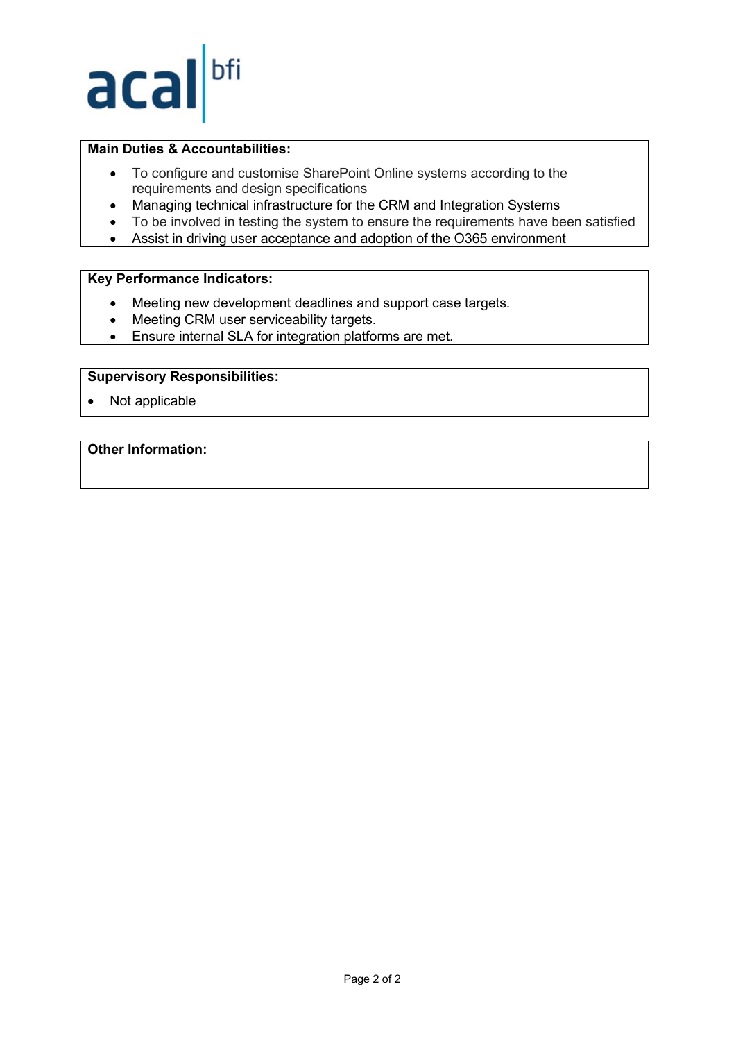**Main Duties & Accountabilities:**

- To configure and customise SharePoint Online systems according to the requirements and design specifications
- Managing technical infrastructure for the CRM and Integration Systems
- To be involved in testing the system to ensure the requirements have been satisfied
- Assist in driving user acceptance and adoption of the O365 environment

**Key Performance Indicators:**

- Meeting new development deadlines and support case targets.
- Meeting CRM user serviceability targets.
- Ensure internal SLA for integration platforms are met.

**Supervisory Responsibilities:**

- Not applicable

**Other Information:**